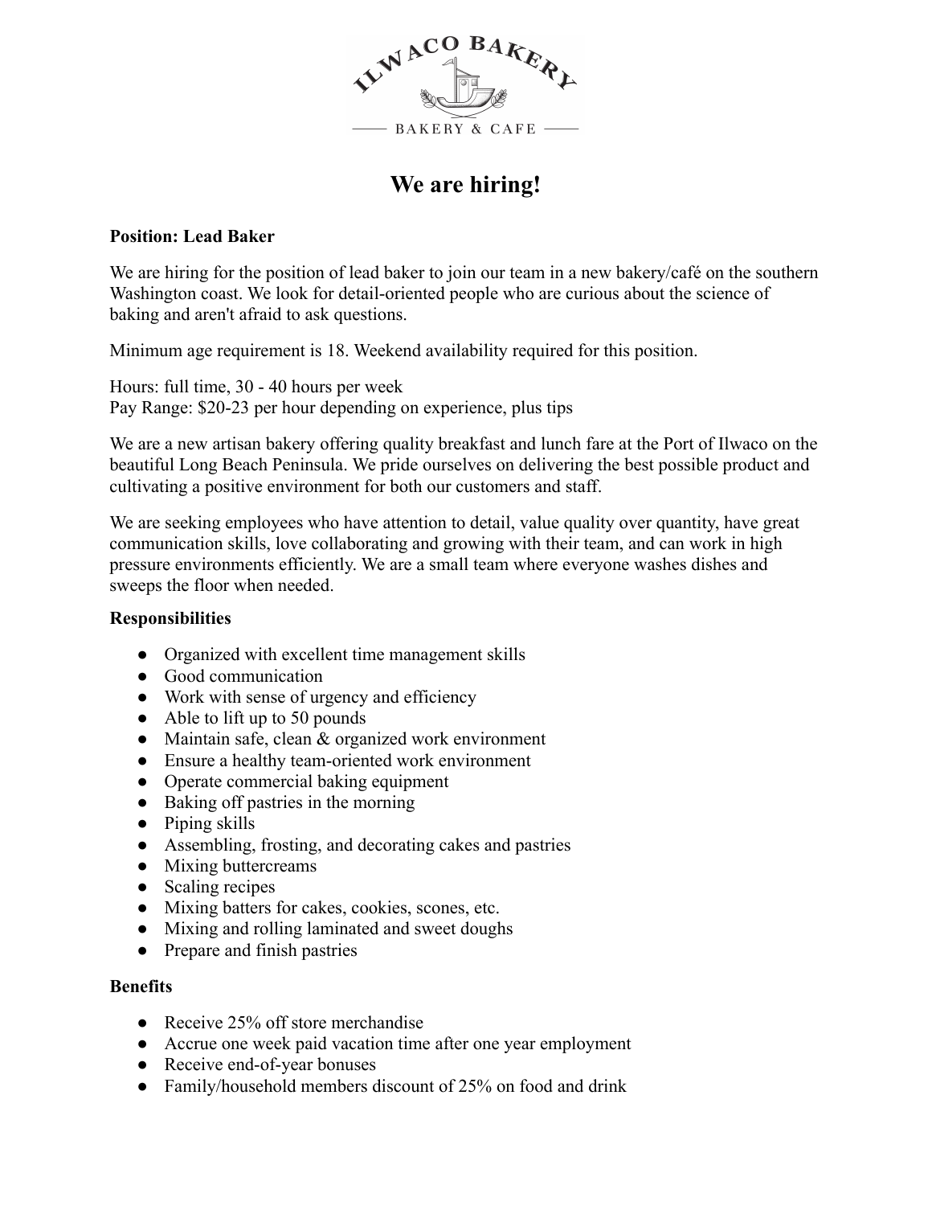ILWACO BAKERY

BAKERY & CAFE

# We are hiring!

**Position: Lead Baker**

We are hiring for the position of lead baker to join our team in a new bakery/café on the southern Washington coast. We look for detail-oriented people who are curious about the science of baking and aren't afraid to ask questions.

Minimum age requirement is 18. Weekend availability required for this position.

Hours: full time, 30 - 40 hours per week
Pay Range: $20-23 per hour depending on experience, plus tips

We are a new artisan bakery offering quality breakfast and lunch fare at the Port of Ilwaco on the beautiful Long Beach Peninsula. We pride ourselves on delivering the best possible product and cultivating a positive environment for both our customers and staff.

We are seeking employees who have attention to detail, value quality over quantity, have great communication skills, love collaborating and growing with their team, and can work in high pressure environments efficiently. We are a small team where everyone washes dishes and sweeps the floor when needed.

**Responsibilities**

- Organized with excellent time management skills
- Good communication
- Work with sense of urgency and efficiency
- Able to lift up to 50 pounds
- Maintain safe, clean & organized work environment
- Ensure a healthy team-oriented work environment
- Operate commercial baking equipment
- Baking off pastries in the morning
- Piping skills
- Assembling, frosting, and decorating cakes and pastries
- Mixing buttercreams
- Scaling recipes
- Mixing batters for cakes, cookies, scones, etc.
- Mixing and rolling laminated and sweet doughs
- Prepare and finish pastries

**Benefits**

- Receive 25% off store merchandise
- Accrue one week paid vacation time after one year employment
- Receive end-of-year bonuses
- Family/household members discount of 25% on food and drink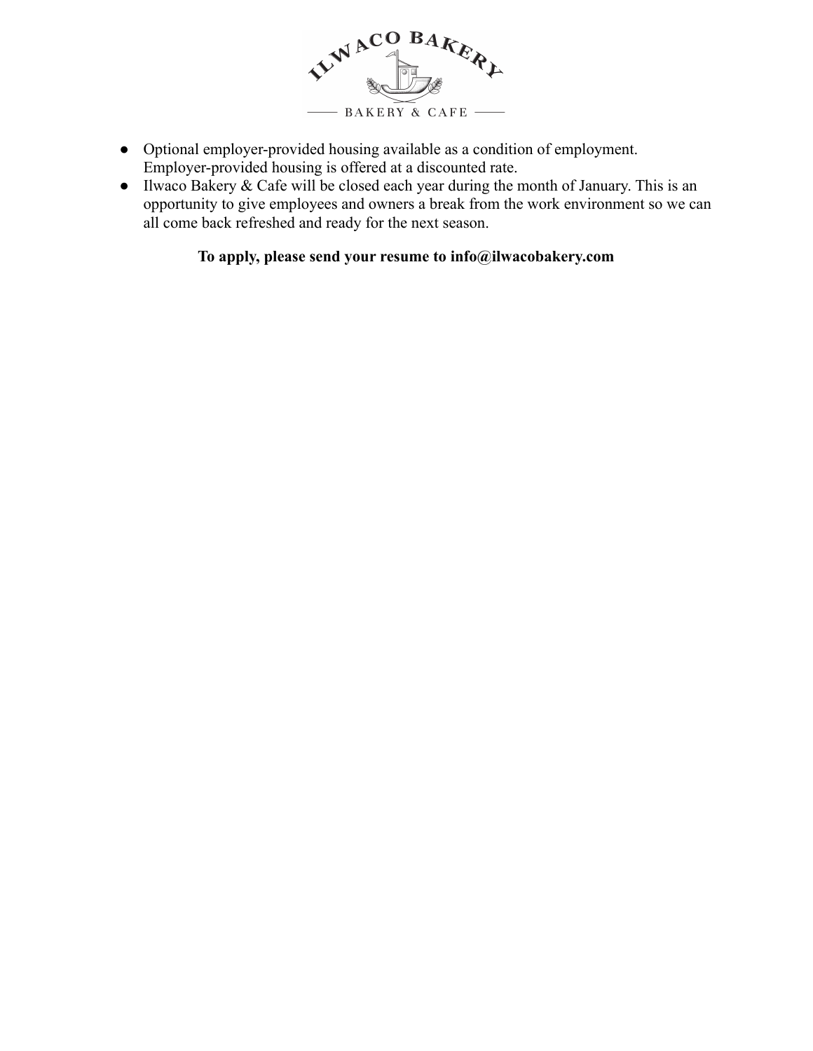- Optional employer-provided housing available as a condition of employment. Employer-provided housing is offered at a discounted rate.
- Ilwaco Bakery & Cafe will be closed each year during the month of January. This is an opportunity to give employees and owners a break from the work environment so we can all come back refreshed and ready for the next season.

**To apply, please send your resume to info@ilwacobakery.com**